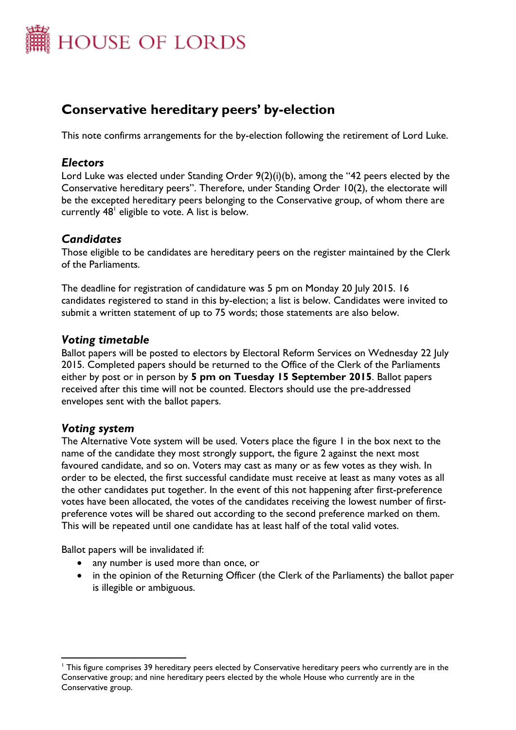# HOUSE OF LORDS

## Conservative hereditary peers' by-election

This note confirms arrangements for the by-election following the retirement of Lord Luke.

### *Electors*

Lord Luke was elected under Standing Order 9(2)(i)(b), among the "42 peers elected by the Conservative hereditary peers". Therefore, under Standing Order 10(2), the electorate will be the excepted hereditary peers belonging to the Conservative group, of whom there are currently 48[1] eligible to vote. A list is below.

### *Candidates*

Those eligible to be candidates are hereditary peers on the register maintained by the Clerk of the Parliaments.

The deadline for registration of candidature was 5 pm on Monday 20 July 2015. 16 candidates registered to stand in this by-election; a list is below. Candidates were invited to submit a written statement of up to 75 words; those statements are also below.

### *Voting timetable*

Ballot papers will be posted to electors by Electoral Reform Services on Wednesday 22 July 2015. Completed papers should be returned to the Office of the Clerk of the Parliaments either by post or in person by **5 pm on Tuesday 15 September 2015**. Ballot papers received after this time will not be counted. Electors should use the pre-addressed envelopes sent with the ballot papers.

### *Voting system*

The Alternative Vote system will be used. Voters place the figure 1 in the box next to the name of the candidate they most strongly support, the figure 2 against the next most favoured candidate, and so on. Voters may cast as many or as few votes as they wish. In order to be elected, the first successful candidate must receive at least as many votes as all the other candidates put together. In the event of this not happening after first-preference votes have been allocated, the votes of the candidates receiving the lowest number of first-preference votes will be shared out according to the second preference marked on them. This will be repeated until one candidate has at least half of the total valid votes.

Ballot papers will be invalidated if:

- any number is used more than once, or
- in the opinion of the Returning Officer (the Clerk of the Parliaments) the ballot paper is illegible or ambiguous.

---

[1] This figure comprises 39 hereditary peers elected by Conservative hereditary peers who currently are in the Conservative group; and nine hereditary peers elected by the whole House who currently are in the Conservative group.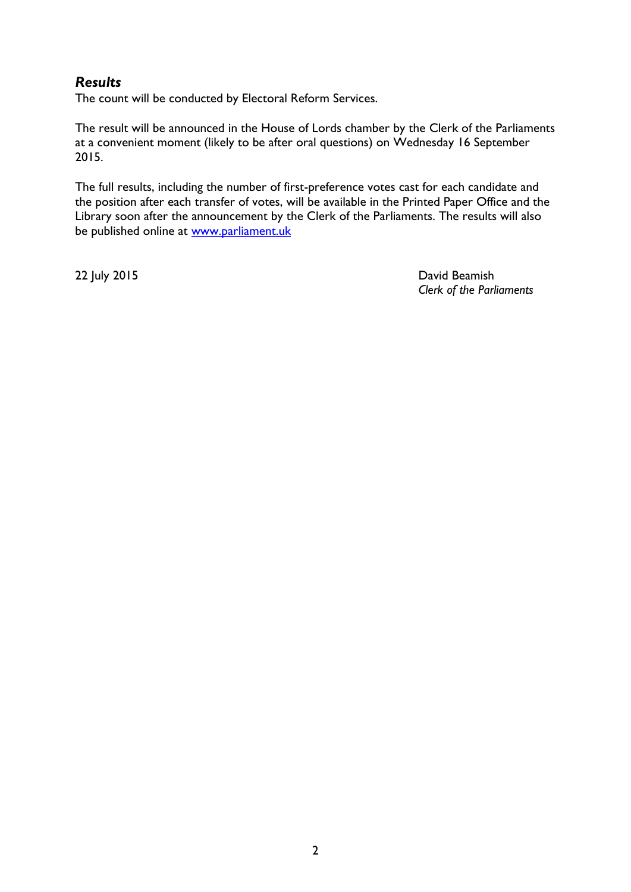### *Results*

The count will be conducted by Electoral Reform Services.

The result will be announced in the House of Lords chamber by the Clerk of the Parliaments at a convenient moment (likely to be after oral questions) on Wednesday 16 September 2015.

The full results, including the number of first-preference votes cast for each candidate and the position after each transfer of votes, will be available in the Printed Paper Office and the Library soon after the announcement by the Clerk of the Parliaments. The results will also be published online at [www.parliament.uk](http://www.parliament.uk)

22 July 2015

David Beamish
*Clerk of the Parliaments*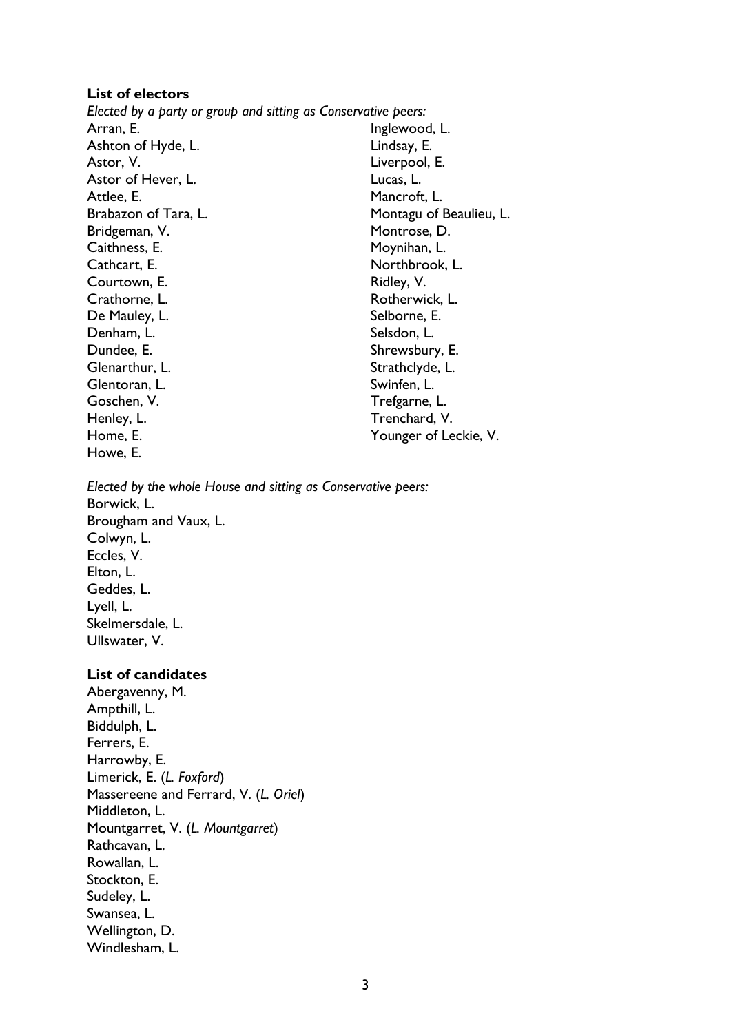**List of electors**

*Elected by a party or group and sitting as Conservative peers:*

Arran, E.
Ashton of Hyde, L.
Astor, V.
Astor of Hever, L.
Attlee, E.
Brabazon of Tara, L.
Bridgeman, V.
Caithness, E.
Cathcart, E.
Courtown, E.
Crathorne, L.
De Mauley, L.
Denham, L.
Dundee, E.
Glenarthur, L.
Glentoran, L.
Goschen, V.
Henley, L.
Home, E.
Howe, E.
Inglewood, L.
Lindsay, E.
Liverpool, E.
Lucas, L.
Mancroft, L.
Montagu of Beaulieu, L.
Montrose, D.
Moynihan, L.
Northbrook, L.
Ridley, V.
Rotherwick, L.
Selborne, E.
Selsdon, L.
Shrewsbury, E.
Strathclyde, L.
Swinfen, L.
Trefgarne, L.
Trenchard, V.
Younger of Leckie, V.

*Elected by the whole House and sitting as Conservative peers:*

Borwick, L.
Brougham and Vaux, L.
Colwyn, L.
Eccles, V.
Elton, L.
Geddes, L.
Lyell, L.
Skelmersdale, L.
Ullswater, V.

**List of candidates**

Abergavenny, M.
Ampthill, L.
Biddulph, L.
Ferrers, E.
Harrowby, E.
Limerick, E. (*L. Foxford*)
Massereene and Ferrard, V. (*L. Oriel*)
Middleton, L.
Mountgarret, V. (*L. Mountgarret*)
Rathcavan, L.
Rowallan, L.
Stockton, E.
Sudeley, L.
Swansea, L.
Wellington, D.
Windlesham, L.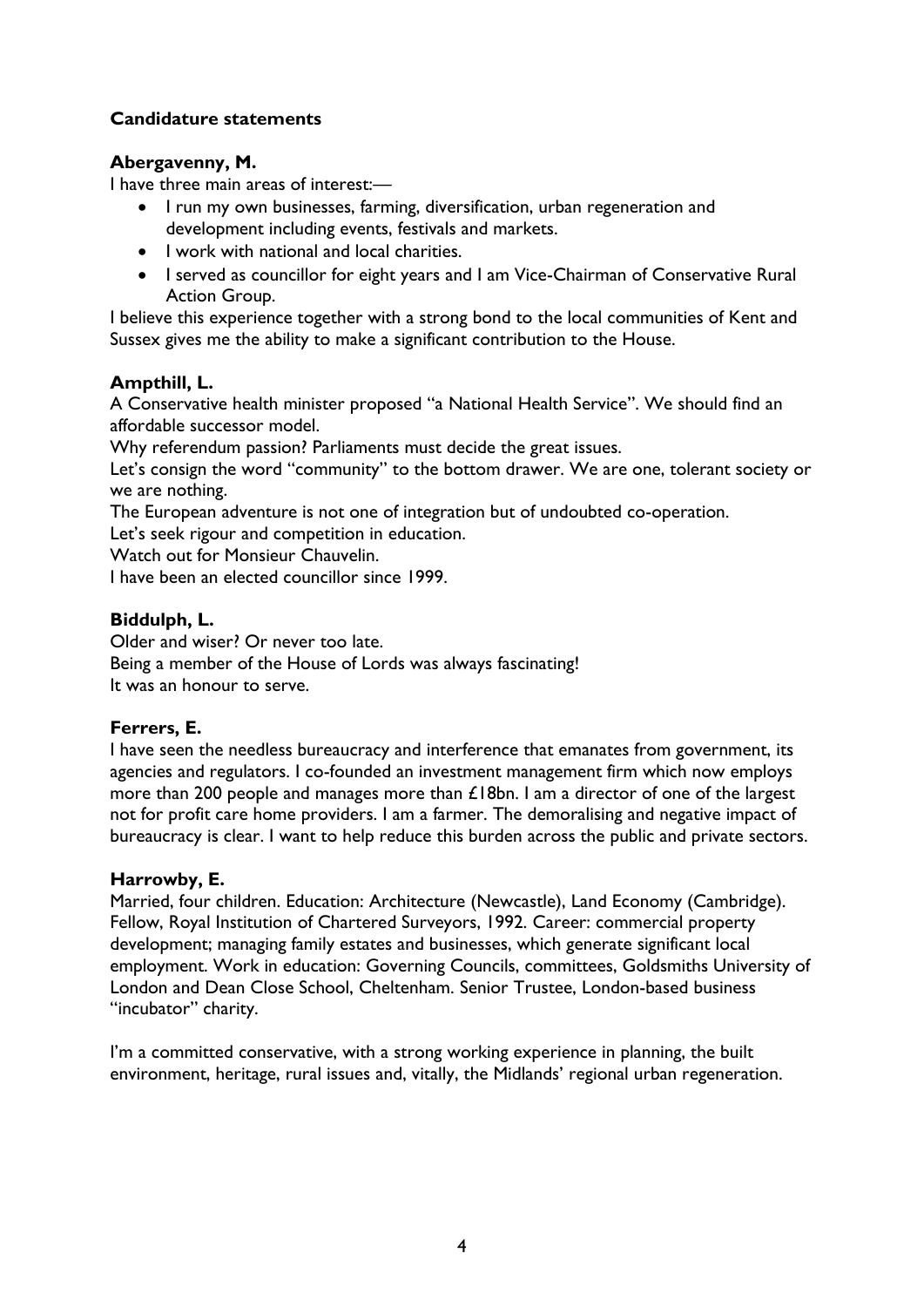**Candidature statements**

**Abergavenny, M.**

I have three main areas of interest:—

- I run my own businesses, farming, diversification, urban regeneration and development including events, festivals and markets.
- I work with national and local charities.
- I served as councillor for eight years and I am Vice-Chairman of Conservative Rural Action Group.

I believe this experience together with a strong bond to the local communities of Kent and Sussex gives me the ability to make a significant contribution to the House.

**Ampthill, L.**

A Conservative health minister proposed "a National Health Service". We should find an affordable successor model.

Why referendum passion? Parliaments must decide the great issues.

Let's consign the word "community" to the bottom drawer. We are one, tolerant society or we are nothing.

The European adventure is not one of integration but of undoubted co-operation.

Let's seek rigour and competition in education.

Watch out for Monsieur Chauvelin.

I have been an elected councillor since 1999.

**Biddulph, L.**

Older and wiser? Or never too late.

Being a member of the House of Lords was always fascinating!

It was an honour to serve.

**Ferrers, E.**

I have seen the needless bureaucracy and interference that emanates from government, its agencies and regulators. I co-founded an investment management firm which now employs more than 200 people and manages more than £18bn. I am a director of one of the largest not for profit care home providers. I am a farmer. The demoralising and negative impact of bureaucracy is clear. I want to help reduce this burden across the public and private sectors.

**Harrowby, E.**

Married, four children. Education: Architecture (Newcastle), Land Economy (Cambridge). Fellow, Royal Institution of Chartered Surveyors, 1992. Career: commercial property development; managing family estates and businesses, which generate significant local employment. Work in education: Governing Councils, committees, Goldsmiths University of London and Dean Close School, Cheltenham. Senior Trustee, London-based business "incubator" charity.

I'm a committed conservative, with a strong working experience in planning, the built environment, heritage, rural issues and, vitally, the Midlands' regional urban regeneration.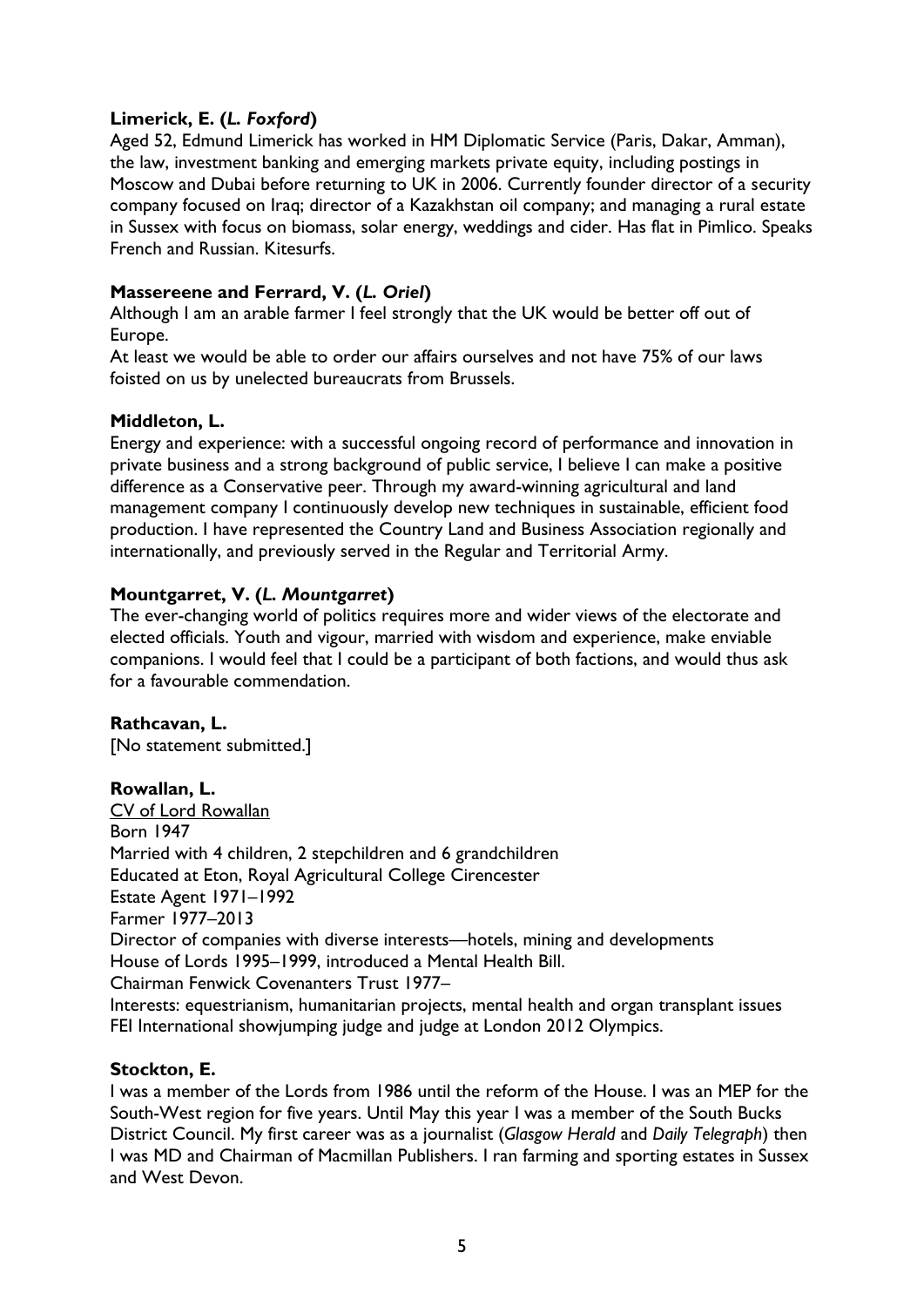**Limerick, E. (*L. Foxford*)**

Aged 52, Edmund Limerick has worked in HM Diplomatic Service (Paris, Dakar, Amman), the law, investment banking and emerging markets private equity, including postings in Moscow and Dubai before returning to UK in 2006. Currently founder director of a security company focused on Iraq; director of a Kazakhstan oil company; and managing a rural estate in Sussex with focus on biomass, solar energy, weddings and cider. Has flat in Pimlico. Speaks French and Russian. Kitesurfs.

**Massereene and Ferrard, V. (*L. Oriel*)**

Although I am an arable farmer I feel strongly that the UK would be better off out of Europe.

At least we would be able to order our affairs ourselves and not have 75% of our laws foisted on us by unelected bureaucrats from Brussels.

**Middleton, L.**

Energy and experience: with a successful ongoing record of performance and innovation in private business and a strong background of public service, I believe I can make a positive difference as a Conservative peer. Through my award-winning agricultural and land management company I continuously develop new techniques in sustainable, efficient food production. I have represented the Country Land and Business Association regionally and internationally, and previously served in the Regular and Territorial Army.

**Mountgarret, V. (*L. Mountgarret*)**

The ever-changing world of politics requires more and wider views of the electorate and elected officials. Youth and vigour, married with wisdom and experience, make enviable companions. I would feel that I could be a participant of both factions, and would thus ask for a favourable commendation.

**Rathcavan, L.**

[No statement submitted.]

**Rowallan, L.**

CV of Lord Rowallan
Born 1947
Married with 4 children, 2 stepchildren and 6 grandchildren
Educated at Eton, Royal Agricultural College Cirencester
Estate Agent 1971–1992
Farmer 1977–2013
Director of companies with diverse interests—hotels, mining and developments
House of Lords 1995–1999, introduced a Mental Health Bill.
Chairman Fenwick Covenanters Trust 1977–
Interests: equestrianism, humanitarian projects, mental health and organ transplant issues
FEI International showjumping judge and judge at London 2012 Olympics.

**Stockton, E.**

I was a member of the Lords from 1986 until the reform of the House. I was an MEP for the South-West region for five years. Until May this year I was a member of the South Bucks District Council. My first career was as a journalist (*Glasgow Herald* and *Daily Telegraph*) then I was MD and Chairman of Macmillan Publishers. I ran farming and sporting estates in Sussex and West Devon.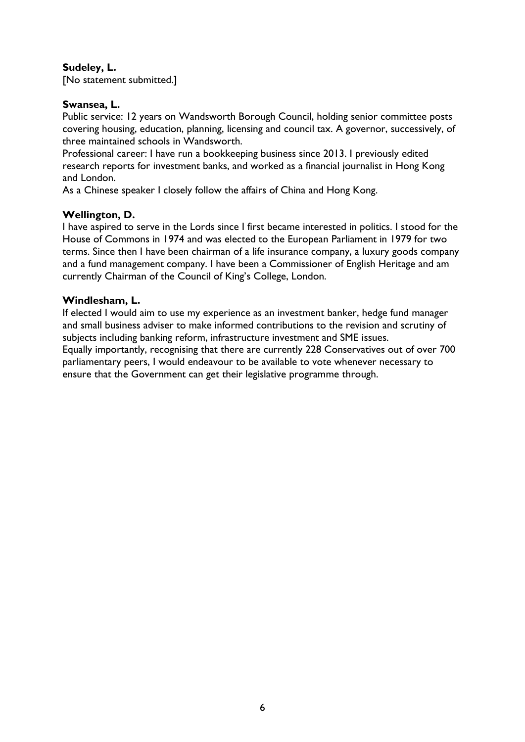**Sudeley, L.**
[No statement submitted.]

**Swansea, L.**
Public service: 12 years on Wandsworth Borough Council, holding senior committee posts covering housing, education, planning, licensing and council tax. A governor, successively, of three maintained schools in Wandsworth.
Professional career: I have run a bookkeeping business since 2013. I previously edited research reports for investment banks, and worked as a financial journalist in Hong Kong and London.
As a Chinese speaker I closely follow the affairs of China and Hong Kong.

**Wellington, D.**
I have aspired to serve in the Lords since I first became interested in politics. I stood for the House of Commons in 1974 and was elected to the European Parliament in 1979 for two terms. Since then I have been chairman of a life insurance company, a luxury goods company and a fund management company. I have been a Commissioner of English Heritage and am currently Chairman of the Council of King's College, London.

**Windlesham, L.**
If elected I would aim to use my experience as an investment banker, hedge fund manager and small business adviser to make informed contributions to the revision and scrutiny of subjects including banking reform, infrastructure investment and SME issues.
Equally importantly, recognising that there are currently 228 Conservatives out of over 700 parliamentary peers, I would endeavour to be available to vote whenever necessary to ensure that the Government can get their legislative programme through.